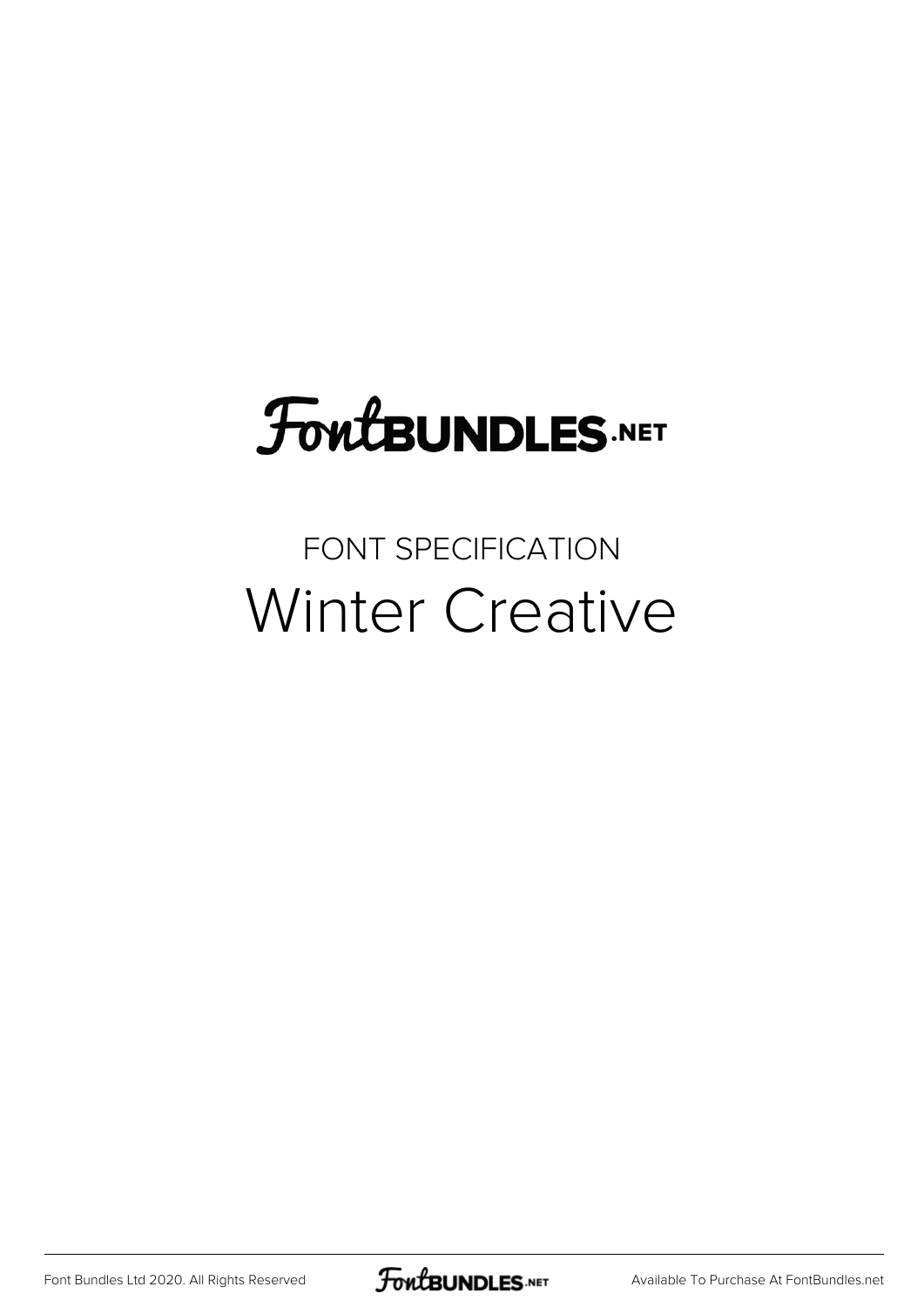# FontBundles.net

FONT SPECIFICATION

## Winter Creative

Font Bundles Ltd 2020. All Rights Reserved

Available To Purchase At FontBundles.net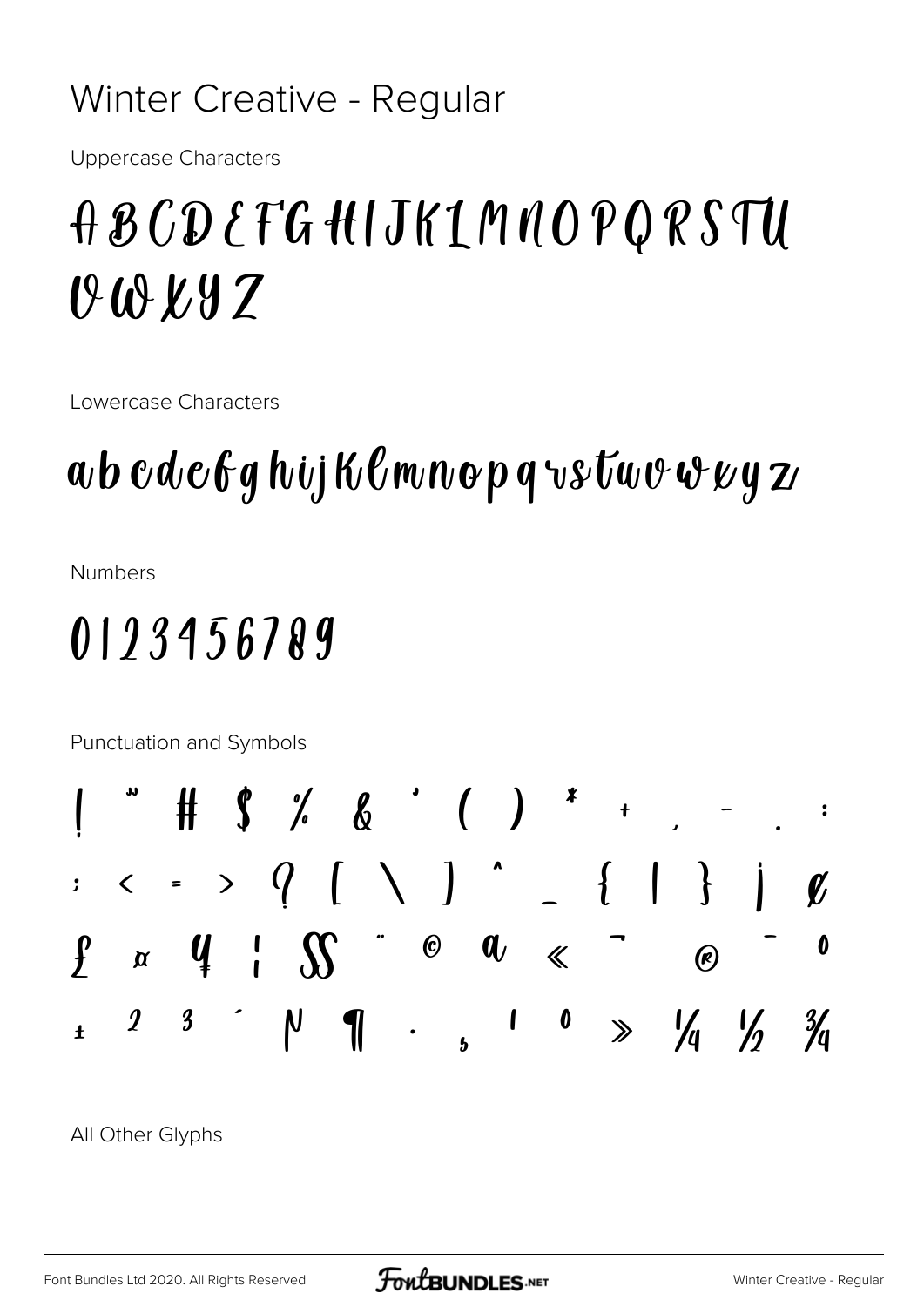# Winter Creative - Regular

Uppercase Characters

A B C D E F G H I J K L M N O P Q R S T U V W X Y Z

Lowercase Characters

a b c d e f g h i j k l m n o p q r s t u v w x y z

Numbers

0 1 2 3 4 5 6 7 8 9

Punctuation and Symbols

! " # $ % & ' ( ) * + , - . :
; < = > ? [ \ ] ^ _ { | } ¡ ¢
£ ¤ ¥ ¦ § ¨ © ª « ¬ ® ¯ °
± ² ³ ´ µ ¶ · ¸ ¹ º » ¼ ½ ¾

All Other Glyphs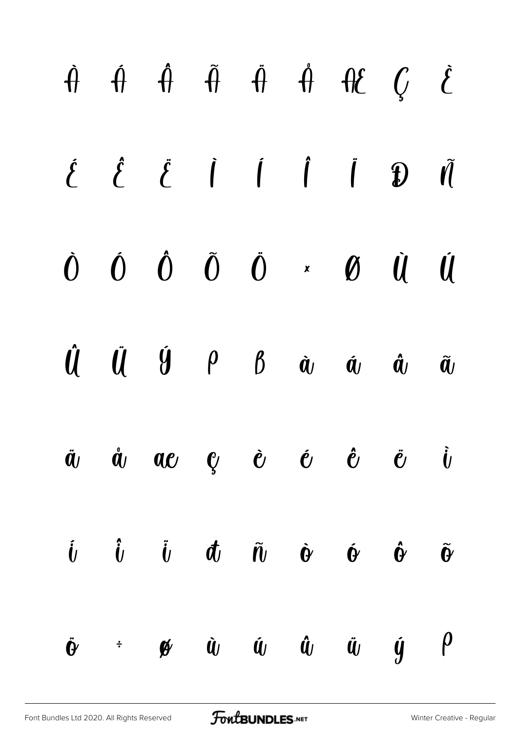À Á Â Ã Ä Å Æ Ç È

É Ê Ë Ì Í Î Ï Đ Ñ

Ò Ó Ô Õ Ö × Ø Ù Ú

Û Ü Ý Þ ß à á â ã

ä å æ ç è é ê ë ì

í î ï ð ñ ò ó ô õ

ö ÷ ø ù ú û ü ý þ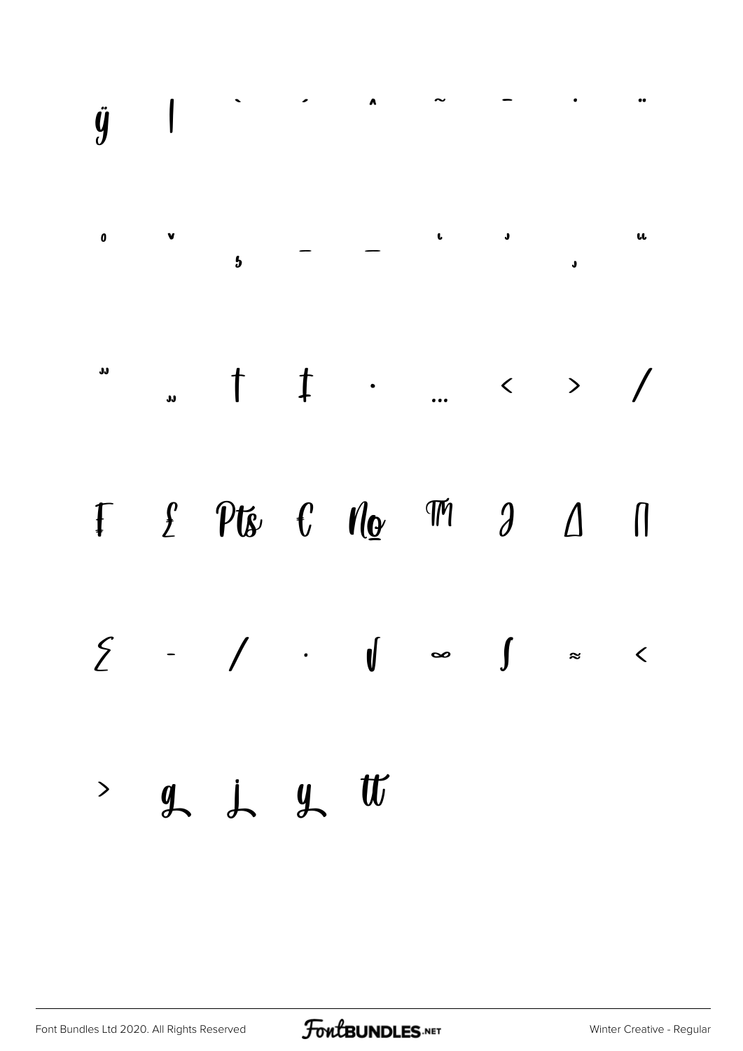ÿ ı ` ´ ˆ ˜ ¯ ˙ ¨

˚ ˇ ¸ – — ' ' ‚ "

" „ † ‡ • … ‹ › ⁄

₣ ₤ ₧ € № ™ ∂ ∆ ∏

∑ − ∕ ∙ √ ∞ ∫ ≈ ≤

≥ g j y tt